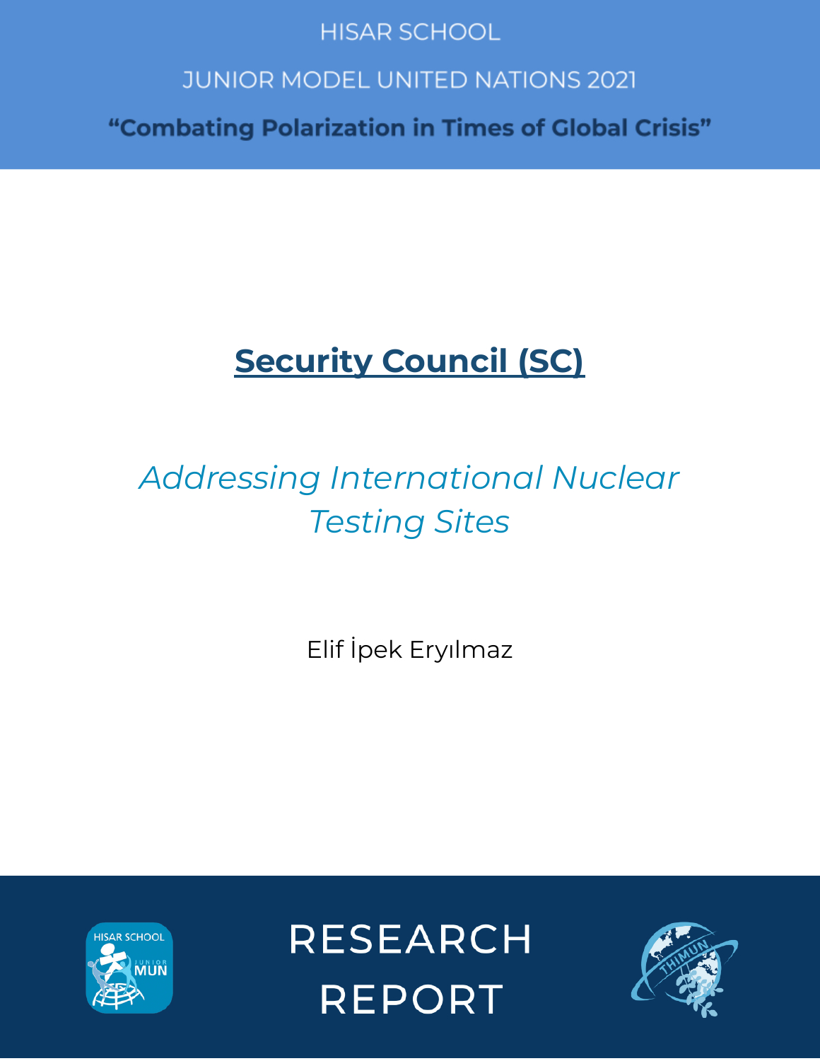HISAR SCHOOL

JUNIOR MODEL UNITED NATIONS 2021

**"Combating Polarization in Times of Global Crisis"**

# Security Council (SC)

## *Addressing International Nuclear Testing Sites*

Elif İpek Eryılmaz

RESEARCH REPORT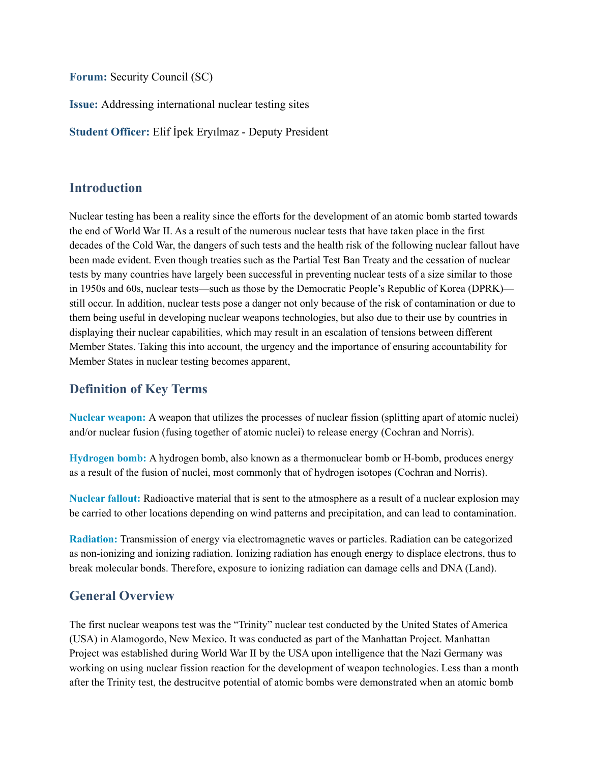**Forum:** Security Council (SC)

**Issue:** Addressing international nuclear testing sites

**Student Officer:** Elif İpek Eryılmaz - Deputy President

## Introduction

Nuclear testing has been a reality since the efforts for the development of an atomic bomb started towards the end of World War II. As a result of the numerous nuclear tests that have taken place in the first decades of the Cold War, the dangers of such tests and the health risk of the following nuclear fallout have been made evident. Even though treaties such as the Partial Test Ban Treaty and the cessation of nuclear tests by many countries have largely been successful in preventing nuclear tests of a size similar to those in 1950s and 60s, nuclear tests—such as those by the Democratic People's Republic of Korea (DPRK)—still occur. In addition, nuclear tests pose a danger not only because of the risk of contamination or due to them being useful in developing nuclear weapons technologies, but also due to their use by countries in displaying their nuclear capabilities, which may result in an escalation of tensions between different Member States. Taking this into account, the urgency and the importance of ensuring accountability for Member States in nuclear testing becomes apparent,

## Definition of Key Terms

**Nuclear weapon:** A weapon that utilizes the processes of nuclear fission (splitting apart of atomic nuclei) and/or nuclear fusion (fusing together of atomic nuclei) to release energy (Cochran and Norris).

**Hydrogen bomb:** A hydrogen bomb, also known as a thermonuclear bomb or H-bomb, produces energy as a result of the fusion of nuclei, most commonly that of hydrogen isotopes (Cochran and Norris).

**Nuclear fallout:** Radioactive material that is sent to the atmosphere as a result of a nuclear explosion may be carried to other locations depending on wind patterns and precipitation, and can lead to contamination.

**Radiation:** Transmission of energy via electromagnetic waves or particles. Radiation can be categorized as non-ionizing and ionizing radiation. Ionizing radiation has enough energy to displace electrons, thus to break molecular bonds. Therefore, exposure to ionizing radiation can damage cells and DNA (Land).

## General Overview

The first nuclear weapons test was the "Trinity" nuclear test conducted by the United States of America (USA) in Alamogordo, New Mexico. It was conducted as part of the Manhattan Project. Manhattan Project was established during World War II by the USA upon intelligence that the Nazi Germany was working on using nuclear fission reaction for the development of weapon technologies. Less than a month after the Trinity test, the destrucitve potential of atomic bombs were demonstrated when an atomic bomb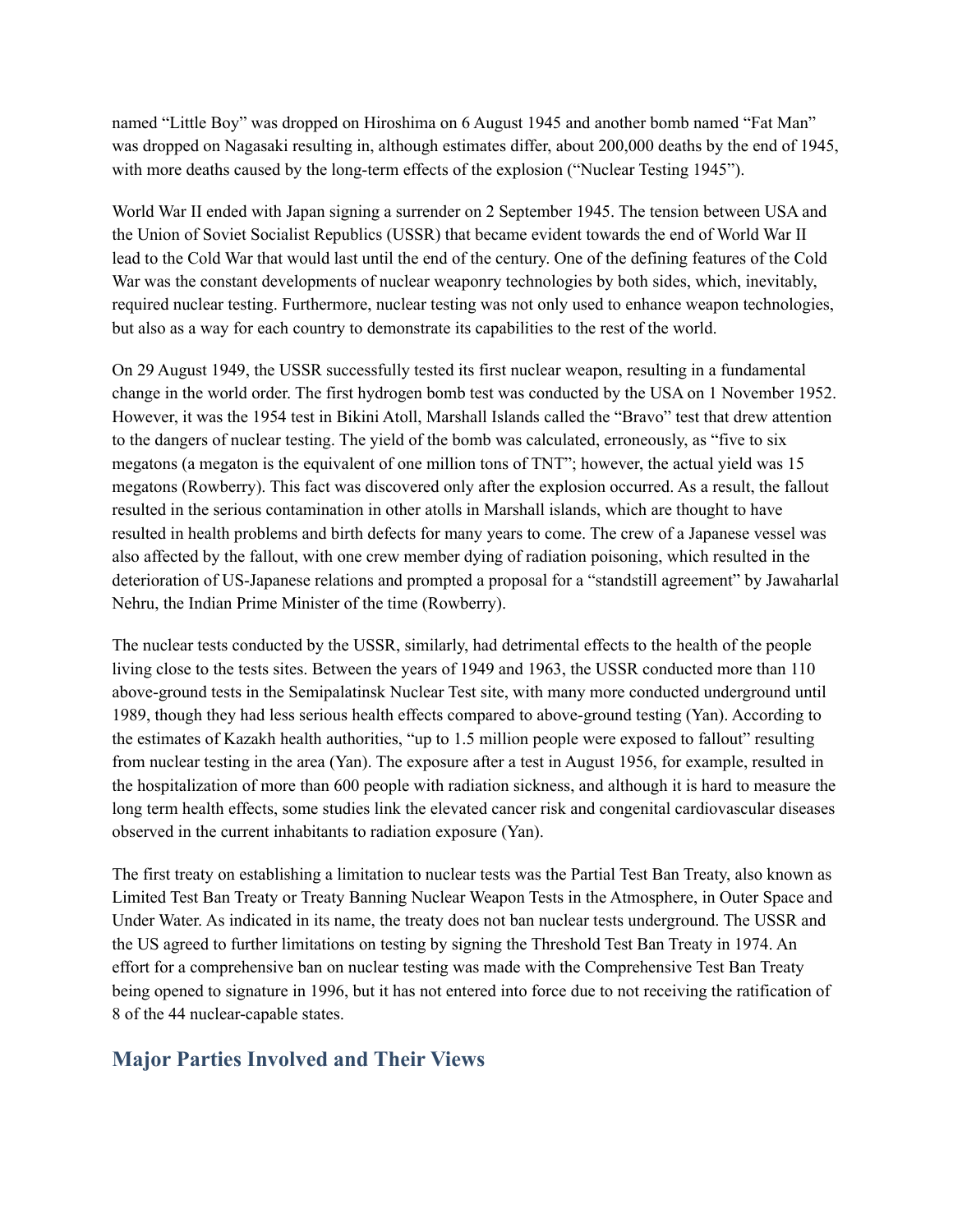named “Little Boy” was dropped on Hiroshima on 6 August 1945 and another bomb named “Fat Man” was dropped on Nagasaki resulting in, although estimates differ, about 200,000 deaths by the end of 1945, with more deaths caused by the long-term effects of the explosion (“Nuclear Testing 1945”).

World War II ended with Japan signing a surrender on 2 September 1945. The tension between USA and the Union of Soviet Socialist Republics (USSR) that became evident towards the end of World War II lead to the Cold War that would last until the end of the century. One of the defining features of the Cold War was the constant developments of nuclear weaponry technologies by both sides, which, inevitably, required nuclear testing. Furthermore, nuclear testing was not only used to enhance weapon technologies, but also as a way for each country to demonstrate its capabilities to the rest of the world.

On 29 August 1949, the USSR successfully tested its first nuclear weapon, resulting in a fundamental change in the world order. The first hydrogen bomb test was conducted by the USA on 1 November 1952. However, it was the 1954 test in Bikini Atoll, Marshall Islands called the “Bravo” test that drew attention to the dangers of nuclear testing. The yield of the bomb was calculated, erroneously, as “five to six megatons (a megaton is the equivalent of one million tons of TNT”; however, the actual yield was 15 megatons (Rowberry). This fact was discovered only after the explosion occurred. As a result, the fallout resulted in the serious contamination in other atolls in Marshall islands, which are thought to have resulted in health problems and birth defects for many years to come. The crew of a Japanese vessel was also affected by the fallout, with one crew member dying of radiation poisoning, which resulted in the deterioration of US-Japanese relations and prompted a proposal for a “standstill agreement” by Jawaharlal Nehru, the Indian Prime Minister of the time (Rowberry).

The nuclear tests conducted by the USSR, similarly, had detrimental effects to the health of the people living close to the tests sites. Between the years of 1949 and 1963, the USSR conducted more than 110 above-ground tests in the Semipalatinsk Nuclear Test site, with many more conducted underground until 1989, though they had less serious health effects compared to above-ground testing (Yan). According to the estimates of Kazakh health authorities, “up to 1.5 million people were exposed to fallout” resulting from nuclear testing in the area (Yan). The exposure after a test in August 1956, for example, resulted in the hospitalization of more than 600 people with radiation sickness, and although it is hard to measure the long term health effects, some studies link the elevated cancer risk and congenital cardiovascular diseases observed in the current inhabitants to radiation exposure (Yan).

The first treaty on establishing a limitation to nuclear tests was the Partial Test Ban Treaty, also known as Limited Test Ban Treaty or Treaty Banning Nuclear Weapon Tests in the Atmosphere, in Outer Space and Under Water. As indicated in its name, the treaty does not ban nuclear tests underground. The USSR and the US agreed to further limitations on testing by signing the Threshold Test Ban Treaty in 1974. An effort for a comprehensive ban on nuclear testing was made with the Comprehensive Test Ban Treaty being opened to signature in 1996, but it has not entered into force due to not receiving the ratification of 8 of the 44 nuclear-capable states.

## Major Parties Involved and Their Views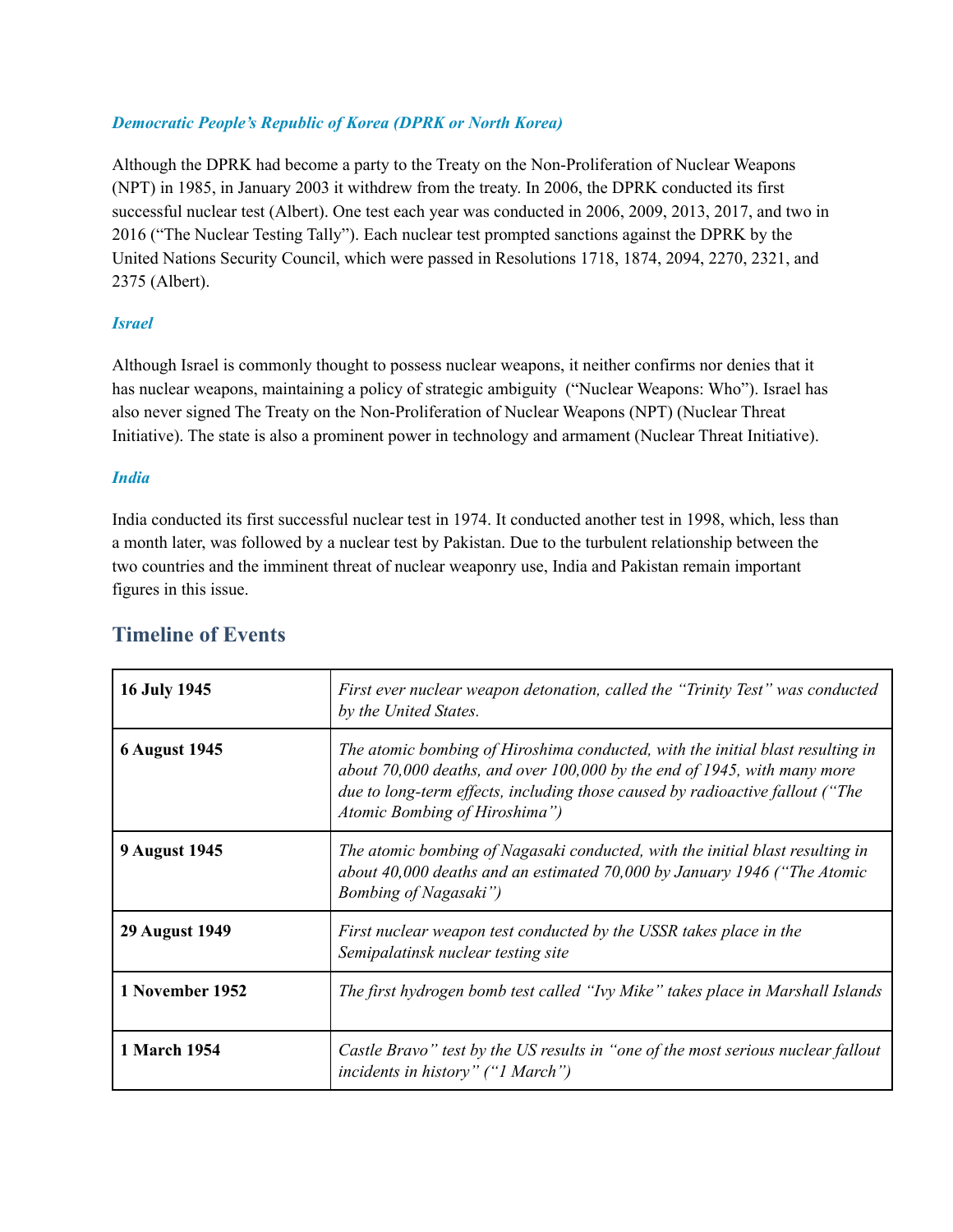### *Democratic People's Republic of Korea (DPRK or North Korea)*

Although the DPRK had become a party to the Treaty on the Non-Proliferation of Nuclear Weapons (NPT) in 1985, in January 2003 it withdrew from the treaty. In 2006, the DPRK conducted its first successful nuclear test (Albert). One test each year was conducted in 2006, 2009, 2013, 2017, and two in 2016 ("The Nuclear Testing Tally"). Each nuclear test prompted sanctions against the DPRK by the United Nations Security Council, which were passed in Resolutions 1718, 1874, 2094, 2270, 2321, and 2375 (Albert).

### *Israel*

Although Israel is commonly thought to possess nuclear weapons, it neither confirms nor denies that it has nuclear weapons, maintaining a policy of strategic ambiguity ("Nuclear Weapons: Who"). Israel has also never signed The Treaty on the Non-Proliferation of Nuclear Weapons (NPT) (Nuclear Threat Initiative). The state is also a prominent power in technology and armament (Nuclear Threat Initiative).

### *India*

India conducted its first successful nuclear test in 1974. It conducted another test in 1998, which, less than a month later, was followed by a nuclear test by Pakistan. Due to the turbulent relationship between the two countries and the imminent threat of nuclear weaponry use, India and Pakistan remain important figures in this issue.

## Timeline of Events

| | |
|---|---|
| **16 July 1945** | *First ever nuclear weapon detonation, called the "Trinity Test" was conducted by the United States.* |
| **6 August 1945** | *The atomic bombing of Hiroshima conducted, with the initial blast resulting in about 70,000 deaths, and over 100,000 by the end of 1945, with many more due to long-term effects, including those caused by radioactive fallout ("The Atomic Bombing of Hiroshima")* |
| **9 August 1945** | *The atomic bombing of Nagasaki conducted, with the initial blast resulting in about 40,000 deaths and an estimated 70,000 by January 1946 ("The Atomic Bombing of Nagasaki")* |
| **29 August 1949** | *First nuclear weapon test conducted by the USSR takes place in the Semipalatinsk nuclear testing site* |
| **1 November 1952** | *The first hydrogen bomb test called "Ivy Mike" takes place in Marshall Islands* |
| **1 March 1954** | *Castle Bravo" test by the US results in "one of the most serious nuclear fallout incidents in history" ("1 March")* |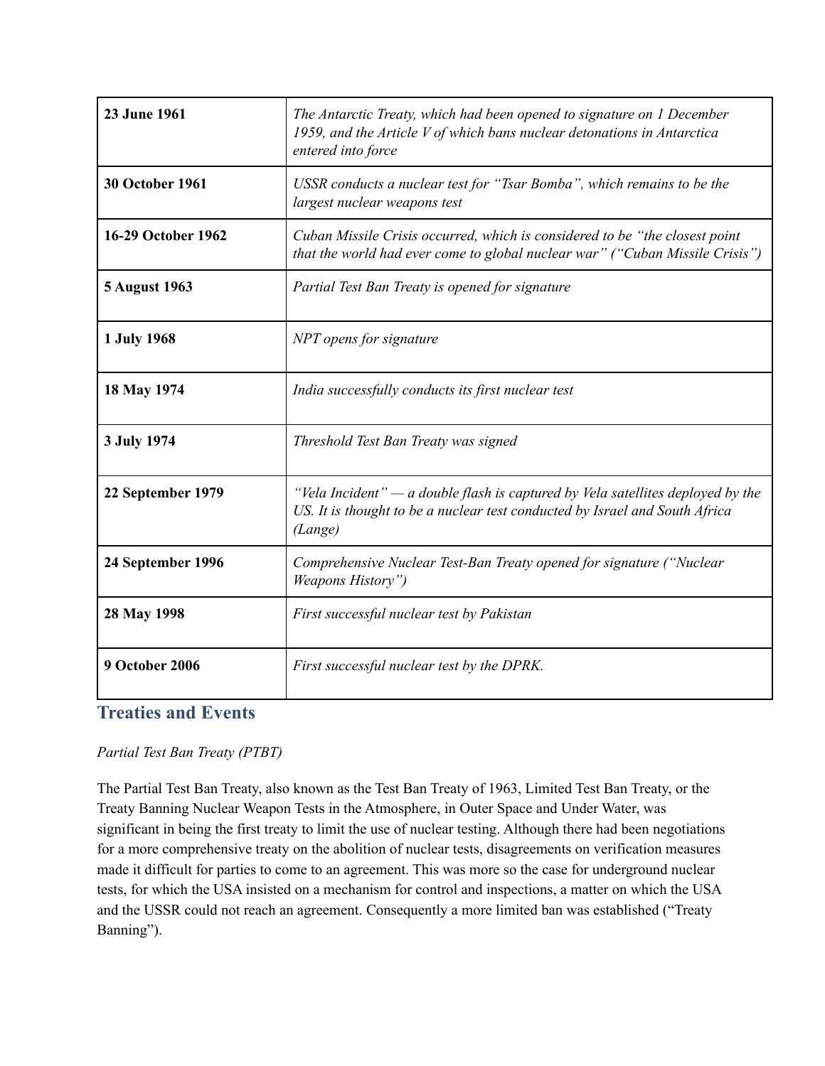| 23 June 1961 | *The Antarctic Treaty, which had been opened to signature on 1 December 1959, and the Article V of which bans nuclear detonations in Antarctica entered into force* |
|---|---|
| **30 October 1961** | *USSR conducts a nuclear test for "Tsar Bomba", which remains to be the largest nuclear weapons test* |
| **16-29 October 1962** | *Cuban Missile Crisis occurred, which is considered to be "the closest point that the world had ever come to global nuclear war" ("Cuban Missile Crisis")* |
| **5 August 1963** | *Partial Test Ban Treaty is opened for signature* |
| **1 July 1968** | *NPT opens for signature* |
| **18 May 1974** | *India successfully conducts its first nuclear test* |
| **3 July 1974** | *Threshold Test Ban Treaty was signed* |
| **22 September 1979** | *"Vela Incident" — a double flash is captured by Vela satellites deployed by the US. It is thought to be a nuclear test conducted by Israel and South Africa (Lange)* |
| **24 September 1996** | *Comprehensive Nuclear Test-Ban Treaty opened for signature ("Nuclear Weapons History")* |
| **28 May 1998** | *First successful nuclear test by Pakistan* |
| **9 October 2006** | *First successful nuclear test by the DPRK.* |

## Treaties and Events

*Partial Test Ban Treaty (PTBT)*

The Partial Test Ban Treaty, also known as the Test Ban Treaty of 1963, Limited Test Ban Treaty, or the Treaty Banning Nuclear Weapon Tests in the Atmosphere, in Outer Space and Under Water, was significant in being the first treaty to limit the use of nuclear testing. Although there had been negotiations for a more comprehensive treaty on the abolition of nuclear tests, disagreements on verification measures made it difficult for parties to come to an agreement. This was more so the case for underground nuclear tests, for which the USA insisted on a mechanism for control and inspections, a matter on which the USA and the USSR could not reach an agreement. Consequently a more limited ban was established ("Treaty Banning").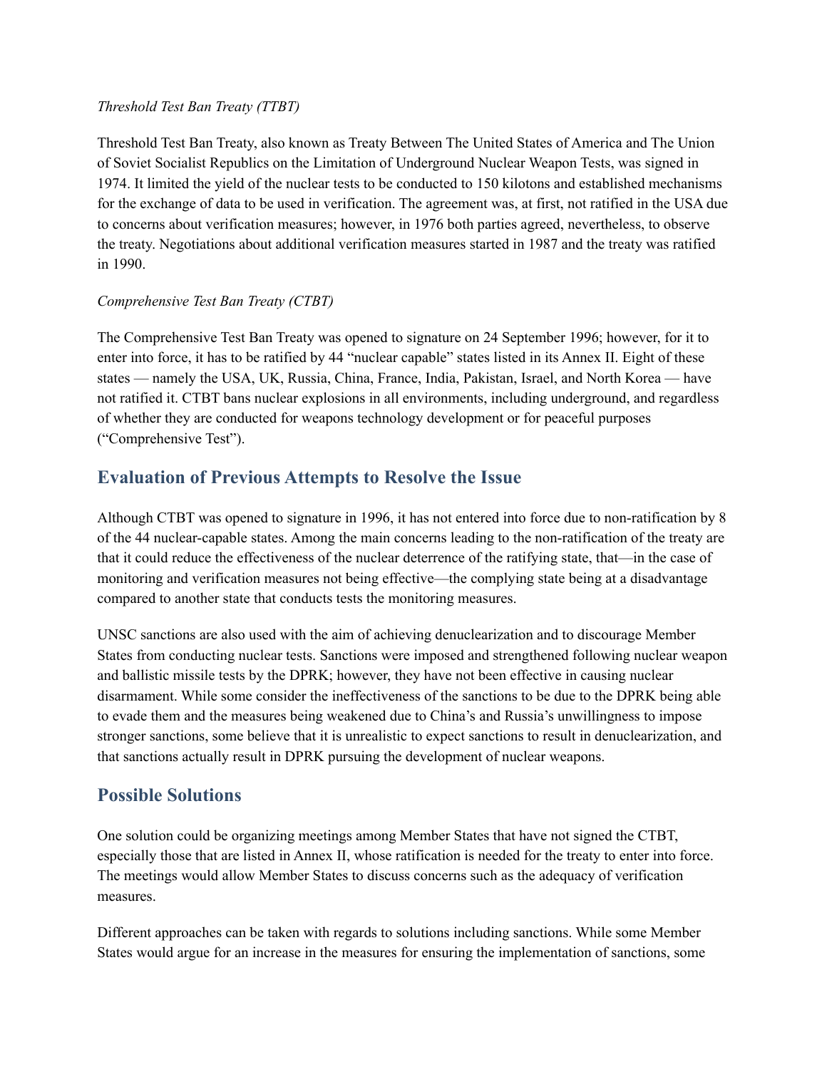*Threshold Test Ban Treaty (TTBT)*

Threshold Test Ban Treaty, also known as Treaty Between The United States of America and The Union of Soviet Socialist Republics on the Limitation of Underground Nuclear Weapon Tests, was signed in 1974. It limited the yield of the nuclear tests to be conducted to 150 kilotons and established mechanisms for the exchange of data to be used in verification. The agreement was, at first, not ratified in the USA due to concerns about verification measures; however, in 1976 both parties agreed, nevertheless, to observe the treaty. Negotiations about additional verification measures started in 1987 and the treaty was ratified in 1990.

*Comprehensive Test Ban Treaty (CTBT)*

The Comprehensive Test Ban Treaty was opened to signature on 24 September 1996; however, for it to enter into force, it has to be ratified by 44 "nuclear capable" states listed in its Annex II. Eight of these states — namely the USA, UK, Russia, China, France, India, Pakistan, Israel, and North Korea — have not ratified it. CTBT bans nuclear explosions in all environments, including underground, and regardless of whether they are conducted for weapons technology development or for peaceful purposes ("Comprehensive Test").

## Evaluation of Previous Attempts to Resolve the Issue

Although CTBT was opened to signature in 1996, it has not entered into force due to non-ratification by 8 of the 44 nuclear-capable states. Among the main concerns leading to the non-ratification of the treaty are that it could reduce the effectiveness of the nuclear deterrence of the ratifying state, that—in the case of monitoring and verification measures not being effective—the complying state being at a disadvantage compared to another state that conducts tests the monitoring measures.

UNSC sanctions are also used with the aim of achieving denuclearization and to discourage Member States from conducting nuclear tests. Sanctions were imposed and strengthened following nuclear weapon and ballistic missile tests by the DPRK; however, they have not been effective in causing nuclear disarmament. While some consider the ineffectiveness of the sanctions to be due to the DPRK being able to evade them and the measures being weakened due to China's and Russia's unwillingness to impose stronger sanctions, some believe that it is unrealistic to expect sanctions to result in denuclearization, and that sanctions actually result in DPRK pursuing the development of nuclear weapons.

## Possible Solutions

One solution could be organizing meetings among Member States that have not signed the CTBT, especially those that are listed in Annex II, whose ratification is needed for the treaty to enter into force. The meetings would allow Member States to discuss concerns such as the adequacy of verification measures.

Different approaches can be taken with regards to solutions including sanctions. While some Member States would argue for an increase in the measures for ensuring the implementation of sanctions, some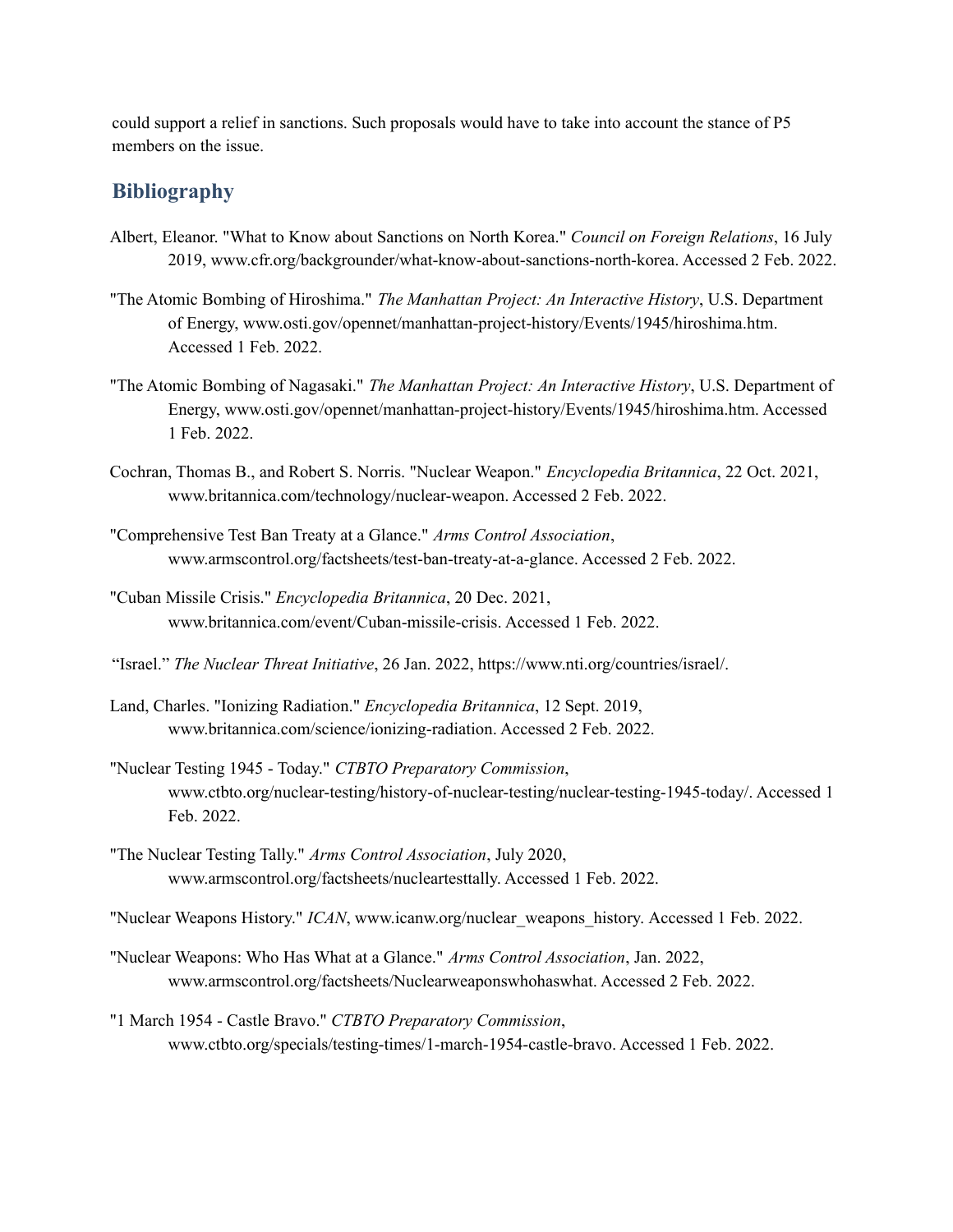could support a relief in sanctions. Such proposals would have to take into account the stance of P5 members on the issue.

## Bibliography

Albert, Eleanor. "What to Know about Sanctions on North Korea." *Council on Foreign Relations*, 16 July 2019, www.cfr.org/backgrounder/what-know-about-sanctions-north-korea. Accessed 2 Feb. 2022.

"The Atomic Bombing of Hiroshima." *The Manhattan Project: An Interactive History*, U.S. Department of Energy, www.osti.gov/opennet/manhattan-project-history/Events/1945/hiroshima.htm. Accessed 1 Feb. 2022.

"The Atomic Bombing of Nagasaki." *The Manhattan Project: An Interactive History*, U.S. Department of Energy, www.osti.gov/opennet/manhattan-project-history/Events/1945/hiroshima.htm. Accessed 1 Feb. 2022.

Cochran, Thomas B., and Robert S. Norris. "Nuclear Weapon." *Encyclopedia Britannica*, 22 Oct. 2021, www.britannica.com/technology/nuclear-weapon. Accessed 2 Feb. 2022.

"Comprehensive Test Ban Treaty at a Glance." *Arms Control Association*, www.armscontrol.org/factsheets/test-ban-treaty-at-a-glance. Accessed 2 Feb. 2022.

"Cuban Missile Crisis." *Encyclopedia Britannica*, 20 Dec. 2021, www.britannica.com/event/Cuban-missile-crisis. Accessed 1 Feb. 2022.

"Israel." *The Nuclear Threat Initiative*, 26 Jan. 2022, https://www.nti.org/countries/israel/.

Land, Charles. "Ionizing Radiation." *Encyclopedia Britannica*, 12 Sept. 2019, www.britannica.com/science/ionizing-radiation. Accessed 2 Feb. 2022.

"Nuclear Testing 1945 - Today." *CTBTO Preparatory Commission*, www.ctbto.org/nuclear-testing/history-of-nuclear-testing/nuclear-testing-1945-today/. Accessed 1 Feb. 2022.

"The Nuclear Testing Tally." *Arms Control Association*, July 2020, www.armscontrol.org/factsheets/nucleartesttally. Accessed 1 Feb. 2022.

"Nuclear Weapons History." *ICAN*, www.icanw.org/nuclear_weapons_history. Accessed 1 Feb. 2022.

"Nuclear Weapons: Who Has What at a Glance." *Arms Control Association*, Jan. 2022, www.armscontrol.org/factsheets/Nuclearweaponswhohaswhat. Accessed 2 Feb. 2022.

"1 March 1954 - Castle Bravo." *CTBTO Preparatory Commission*, www.ctbto.org/specials/testing-times/1-march-1954-castle-bravo. Accessed 1 Feb. 2022.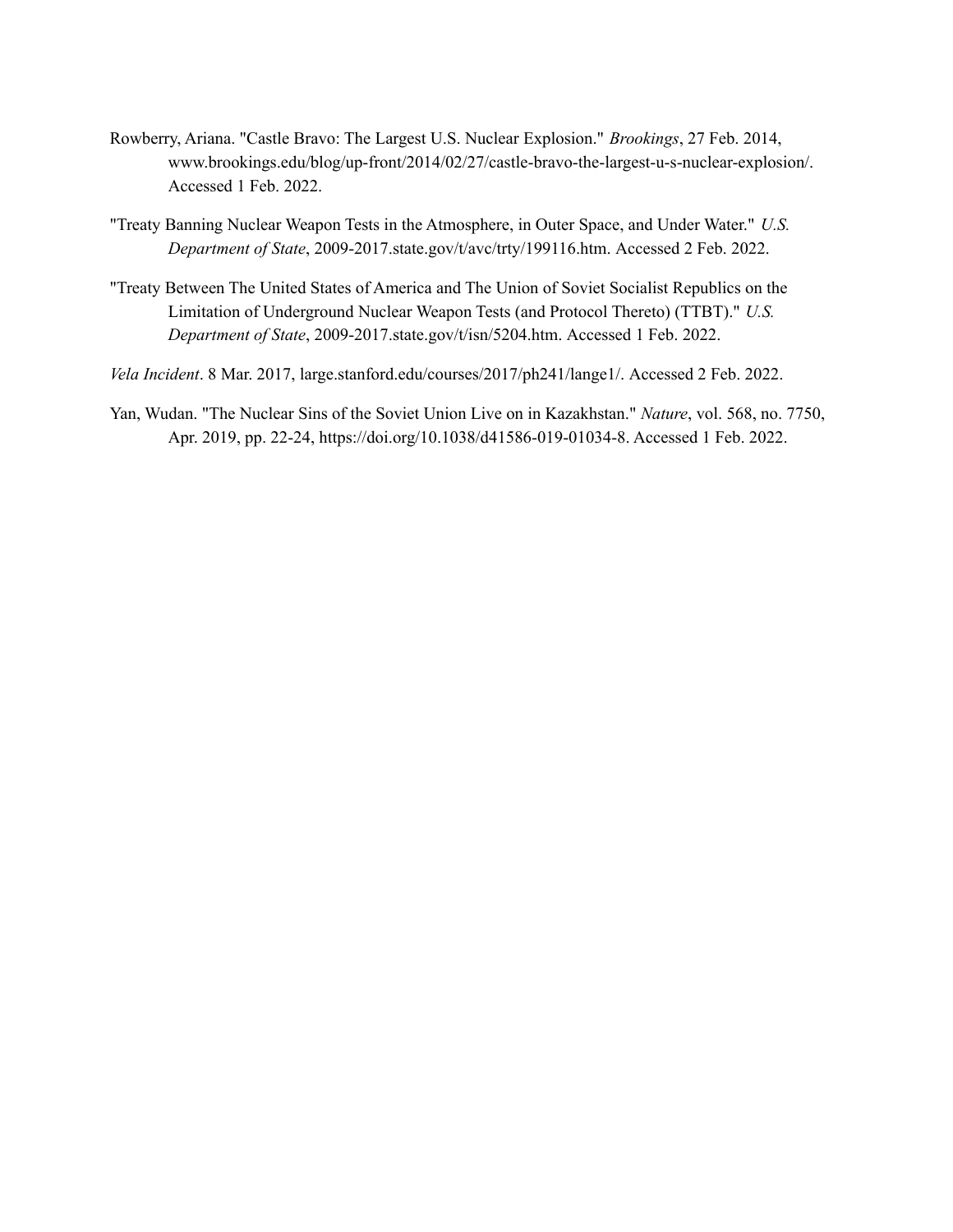Rowberry, Ariana. "Castle Bravo: The Largest U.S. Nuclear Explosion." *Brookings*, 27 Feb. 2014, www.brookings.edu/blog/up-front/2014/02/27/castle-bravo-the-largest-u-s-nuclear-explosion/. Accessed 1 Feb. 2022.

"Treaty Banning Nuclear Weapon Tests in the Atmosphere, in Outer Space, and Under Water." *U.S. Department of State*, 2009-2017.state.gov/t/avc/trty/199116.htm. Accessed 2 Feb. 2022.

"Treaty Between The United States of America and The Union of Soviet Socialist Republics on the Limitation of Underground Nuclear Weapon Tests (and Protocol Thereto) (TTBT)." *U.S. Department of State*, 2009-2017.state.gov/t/isn/5204.htm. Accessed 1 Feb. 2022.

*Vela Incident*. 8 Mar. 2017, large.stanford.edu/courses/2017/ph241/lange1/. Accessed 2 Feb. 2022.

Yan, Wudan. "The Nuclear Sins of the Soviet Union Live on in Kazakhstan." *Nature*, vol. 568, no. 7750, Apr. 2019, pp. 22-24, https://doi.org/10.1038/d41586-019-01034-8. Accessed 1 Feb. 2022.